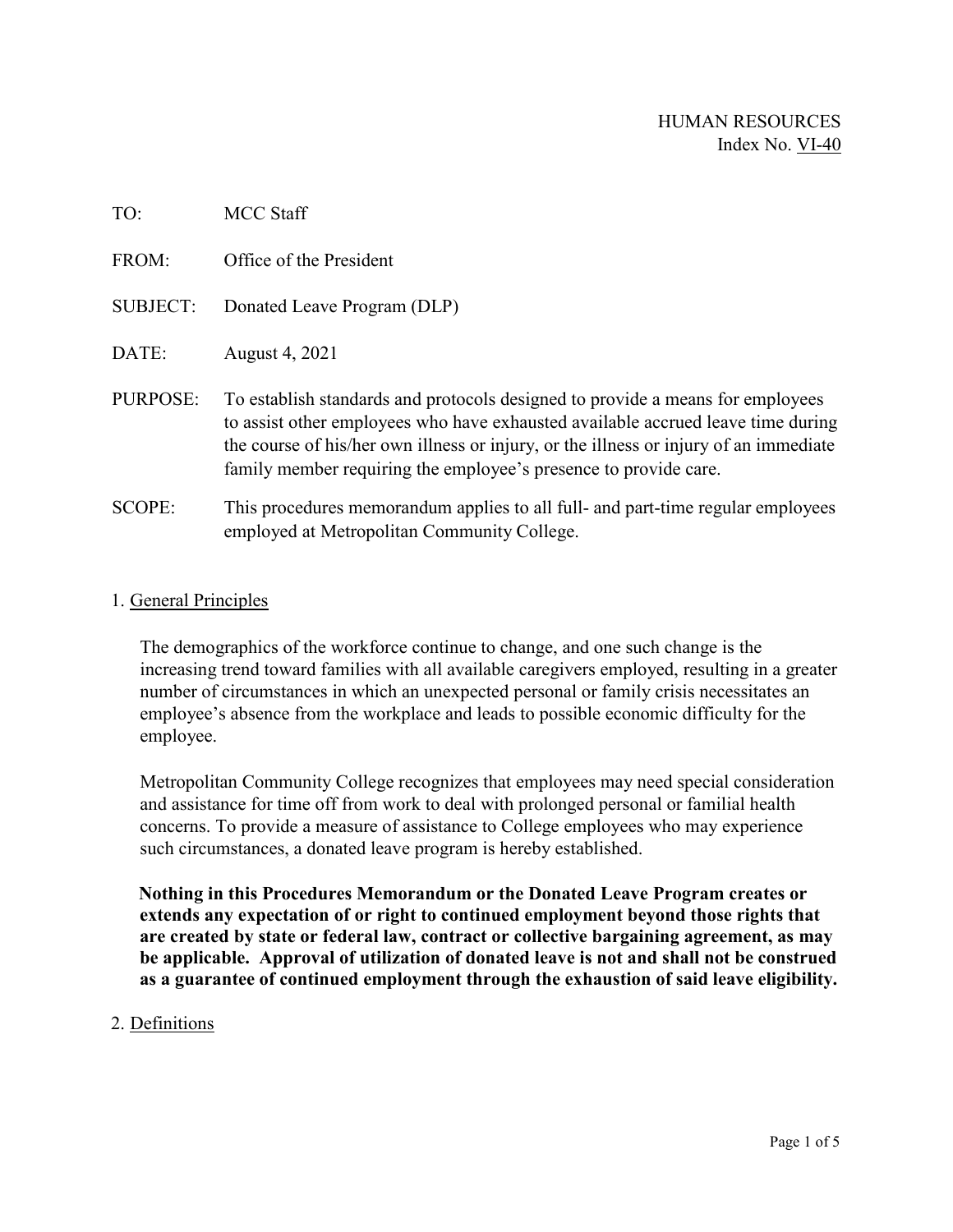HUMAN RESOURCES
Index No. VI-40

TO: MCC Staff

FROM: Office of the President

SUBJECT: Donated Leave Program (DLP)

DATE: August 4, 2021

PURPOSE: To establish standards and protocols designed to provide a means for employees to assist other employees who have exhausted available accrued leave time during the course of his/her own illness or injury, or the illness or injury of an immediate family member requiring the employee's presence to provide care.

SCOPE: This procedures memorandum applies to all full- and part-time regular employees employed at Metropolitan Community College.

## 1. General Principles

The demographics of the workforce continue to change, and one such change is the increasing trend toward families with all available caregivers employed, resulting in a greater number of circumstances in which an unexpected personal or family crisis necessitates an employee's absence from the workplace and leads to possible economic difficulty for the employee.

Metropolitan Community College recognizes that employees may need special consideration and assistance for time off from work to deal with prolonged personal or familial health concerns. To provide a measure of assistance to College employees who may experience such circumstances, a donated leave program is hereby established.

**Nothing in this Procedures Memorandum or the Donated Leave Program creates or extends any expectation of or right to continued employment beyond those rights that are created by state or federal law, contract or collective bargaining agreement, as may be applicable. Approval of utilization of donated leave is not and shall not be construed as a guarantee of continued employment through the exhaustion of said leave eligibility.**

## 2. Definitions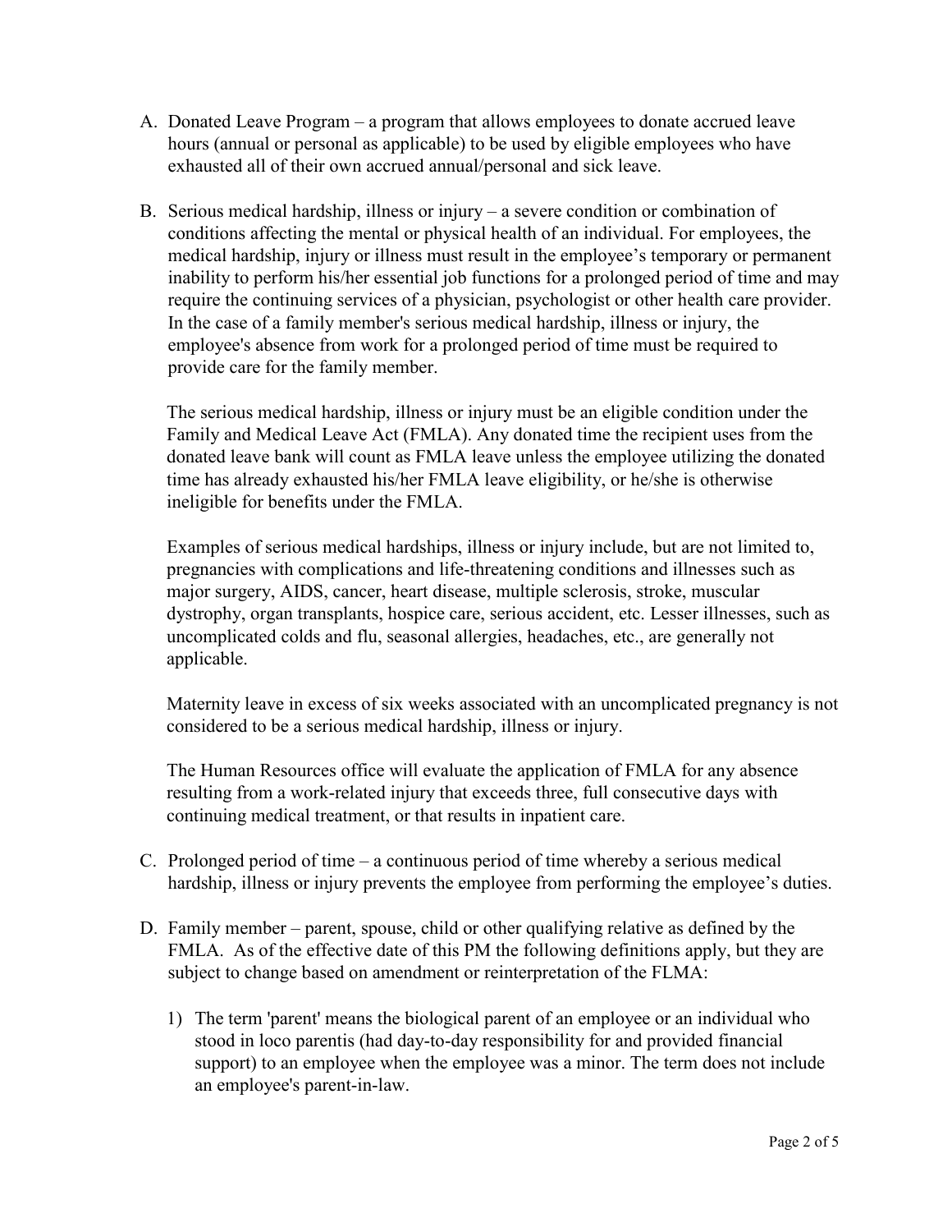A. Donated Leave Program – a program that allows employees to donate accrued leave hours (annual or personal as applicable) to be used by eligible employees who have exhausted all of their own accrued annual/personal and sick leave.

B. Serious medical hardship, illness or injury – a severe condition or combination of conditions affecting the mental or physical health of an individual. For employees, the medical hardship, injury or illness must result in the employee's temporary or permanent inability to perform his/her essential job functions for a prolonged period of time and may require the continuing services of a physician, psychologist or other health care provider. In the case of a family member's serious medical hardship, illness or injury, the employee's absence from work for a prolonged period of time must be required to provide care for the family member.

   The serious medical hardship, illness or injury must be an eligible condition under the Family and Medical Leave Act (FMLA). Any donated time the recipient uses from the donated leave bank will count as FMLA leave unless the employee utilizing the donated time has already exhausted his/her FMLA leave eligibility, or he/she is otherwise ineligible for benefits under the FMLA.

   Examples of serious medical hardships, illness or injury include, but are not limited to, pregnancies with complications and life-threatening conditions and illnesses such as major surgery, AIDS, cancer, heart disease, multiple sclerosis, stroke, muscular dystrophy, organ transplants, hospice care, serious accident, etc. Lesser illnesses, such as uncomplicated colds and flu, seasonal allergies, headaches, etc., are generally not applicable.

   Maternity leave in excess of six weeks associated with an uncomplicated pregnancy is not considered to be a serious medical hardship, illness or injury.

   The Human Resources office will evaluate the application of FMLA for any absence resulting from a work-related injury that exceeds three, full consecutive days with continuing medical treatment, or that results in inpatient care.

C. Prolonged period of time – a continuous period of time whereby a serious medical hardship, illness or injury prevents the employee from performing the employee's duties.

D. Family member – parent, spouse, child or other qualifying relative as defined by the FMLA. As of the effective date of this PM the following definitions apply, but they are subject to change based on amendment or reinterpretation of the FLMA:

   1) The term 'parent' means the biological parent of an employee or an individual who stood in loco parentis (had day-to-day responsibility for and provided financial support) to an employee when the employee was a minor. The term does not include an employee's parent-in-law.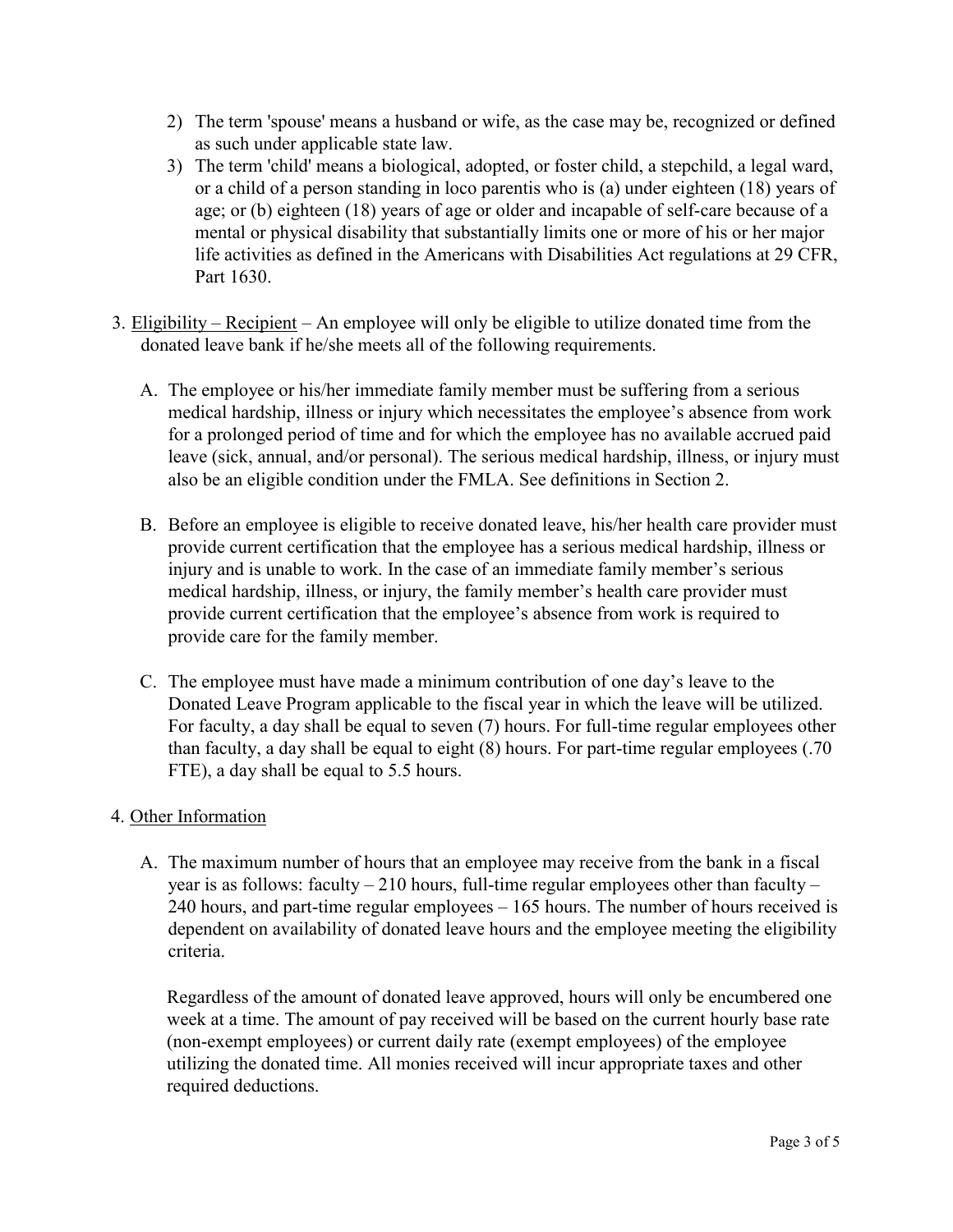2) The term 'spouse' means a husband or wife, as the case may be, recognized or defined as such under applicable state law.
3) The term 'child' means a biological, adopted, or foster child, a stepchild, a legal ward, or a child of a person standing in loco parentis who is (a) under eighteen (18) years of age; or (b) eighteen (18) years of age or older and incapable of self-care because of a mental or physical disability that substantially limits one or more of his or her major life activities as defined in the Americans with Disabilities Act regulations at 29 CFR, Part 1630.

3. <u>Eligibility – Recipient</u> – An employee will only be eligible to utilize donated time from the donated leave bank if he/she meets all of the following requirements.

   A. The employee or his/her immediate family member must be suffering from a serious medical hardship, illness or injury which necessitates the employee's absence from work for a prolonged period of time and for which the employee has no available accrued paid leave (sick, annual, and/or personal). The serious medical hardship, illness, or injury must also be an eligible condition under the FMLA. See definitions in Section 2.

   B. Before an employee is eligible to receive donated leave, his/her health care provider must provide current certification that the employee has a serious medical hardship, illness or injury and is unable to work. In the case of an immediate family member's serious medical hardship, illness, or injury, the family member's health care provider must provide current certification that the employee's absence from work is required to provide care for the family member.

   C. The employee must have made a minimum contribution of one day's leave to the Donated Leave Program applicable to the fiscal year in which the leave will be utilized. For faculty, a day shall be equal to seven (7) hours. For full-time regular employees other than faculty, a day shall be equal to eight (8) hours. For part-time regular employees (.70 FTE), a day shall be equal to 5.5 hours.

4. <u>Other Information</u>

   A. The maximum number of hours that an employee may receive from the bank in a fiscal year is as follows: faculty – 210 hours, full-time regular employees other than faculty – 240 hours, and part-time regular employees – 165 hours. The number of hours received is dependent on availability of donated leave hours and the employee meeting the eligibility criteria.

   Regardless of the amount of donated leave approved, hours will only be encumbered one week at a time. The amount of pay received will be based on the current hourly base rate (non-exempt employees) or current daily rate (exempt employees) of the employee utilizing the donated time. All monies received will incur appropriate taxes and other required deductions.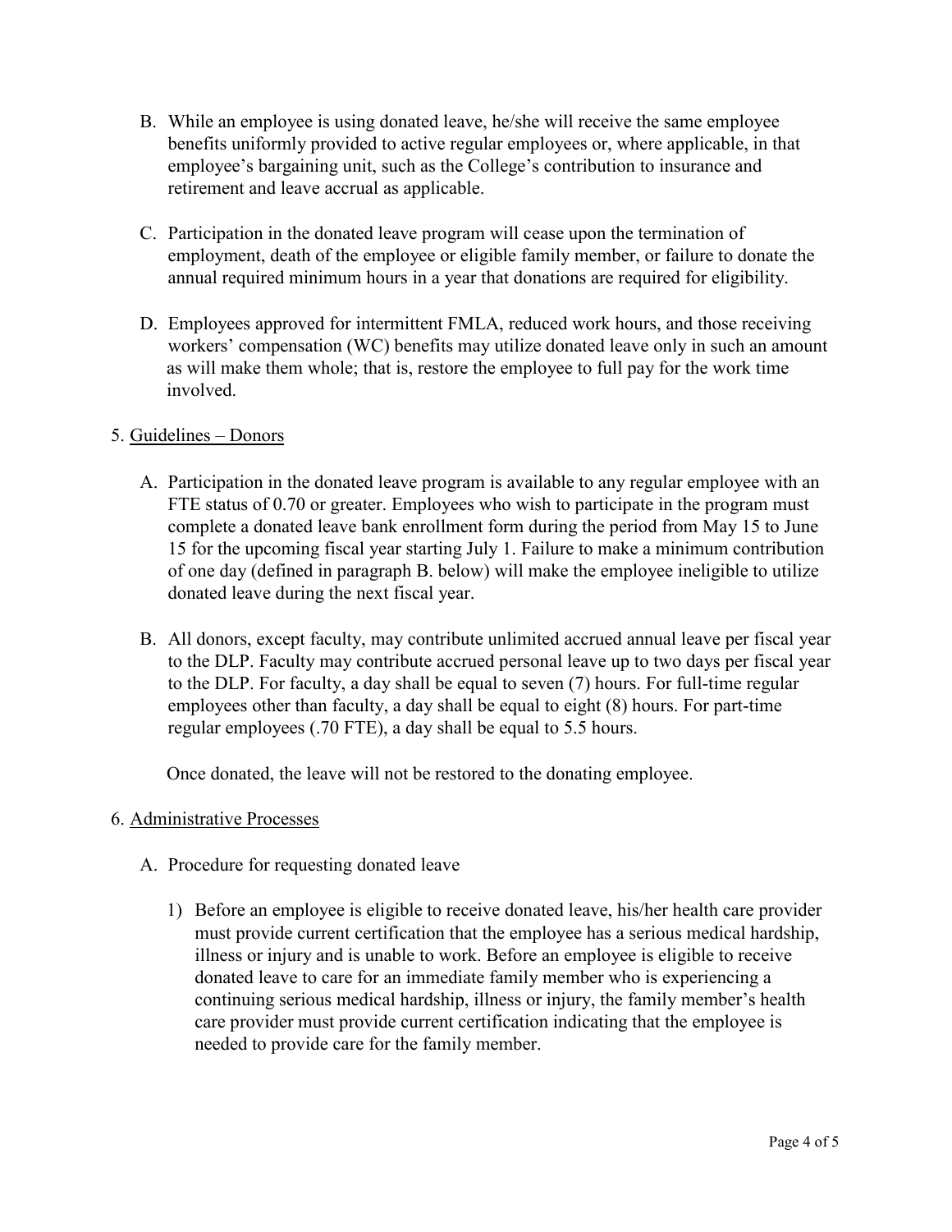B. While an employee is using donated leave, he/she will receive the same employee benefits uniformly provided to active regular employees or, where applicable, in that employee's bargaining unit, such as the College's contribution to insurance and retirement and leave accrual as applicable.

C. Participation in the donated leave program will cease upon the termination of employment, death of the employee or eligible family member, or failure to donate the annual required minimum hours in a year that donations are required for eligibility.

D. Employees approved for intermittent FMLA, reduced work hours, and those receiving workers' compensation (WC) benefits may utilize donated leave only in such an amount as will make them whole; that is, restore the employee to full pay for the work time involved.

5. <u>Guidelines – Donors</u>

A. Participation in the donated leave program is available to any regular employee with an FTE status of 0.70 or greater. Employees who wish to participate in the program must complete a donated leave bank enrollment form during the period from May 15 to June 15 for the upcoming fiscal year starting July 1. Failure to make a minimum contribution of one day (defined in paragraph B. below) will make the employee ineligible to utilize donated leave during the next fiscal year.

B. All donors, except faculty, may contribute unlimited accrued annual leave per fiscal year to the DLP. Faculty may contribute accrued personal leave up to two days per fiscal year to the DLP. For faculty, a day shall be equal to seven (7) hours. For full-time regular employees other than faculty, a day shall be equal to eight (8) hours. For part-time regular employees (.70 FTE), a day shall be equal to 5.5 hours.

Once donated, the leave will not be restored to the donating employee.

6. <u>Administrative Processes</u>

A. Procedure for requesting donated leave

1) Before an employee is eligible to receive donated leave, his/her health care provider must provide current certification that the employee has a serious medical hardship, illness or injury and is unable to work. Before an employee is eligible to receive donated leave to care for an immediate family member who is experiencing a continuing serious medical hardship, illness or injury, the family member's health care provider must provide current certification indicating that the employee is needed to provide care for the family member.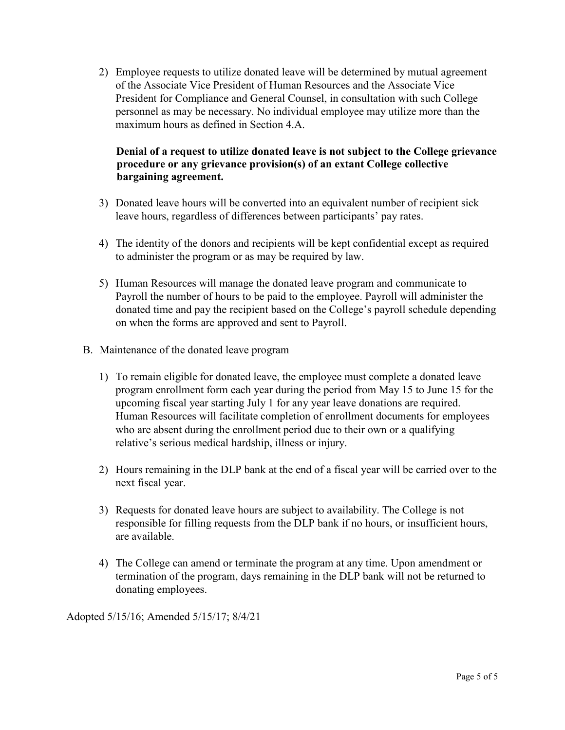2) Employee requests to utilize donated leave will be determined by mutual agreement of the Associate Vice President of Human Resources and the Associate Vice President for Compliance and General Counsel, in consultation with such College personnel as may be necessary. No individual employee may utilize more than the maximum hours as defined in Section 4.A.

   **Denial of a request to utilize donated leave is not subject to the College grievance procedure or any grievance provision(s) of an extant College collective bargaining agreement.**

3) Donated leave hours will be converted into an equivalent number of recipient sick leave hours, regardless of differences between participants' pay rates.

4) The identity of the donors and recipients will be kept confidential except as required to administer the program or as may be required by law.

5) Human Resources will manage the donated leave program and communicate to Payroll the number of hours to be paid to the employee. Payroll will administer the donated time and pay the recipient based on the College's payroll schedule depending on when the forms are approved and sent to Payroll.

B. Maintenance of the donated leave program

1) To remain eligible for donated leave, the employee must complete a donated leave program enrollment form each year during the period from May 15 to June 15 for the upcoming fiscal year starting July 1 for any year leave donations are required. Human Resources will facilitate completion of enrollment documents for employees who are absent during the enrollment period due to their own or a qualifying relative's serious medical hardship, illness or injury.

2) Hours remaining in the DLP bank at the end of a fiscal year will be carried over to the next fiscal year.

3) Requests for donated leave hours are subject to availability. The College is not responsible for filling requests from the DLP bank if no hours, or insufficient hours, are available.

4) The College can amend or terminate the program at any time. Upon amendment or termination of the program, days remaining in the DLP bank will not be returned to donating employees.

Adopted 5/15/16; Amended 5/15/17; 8/4/21